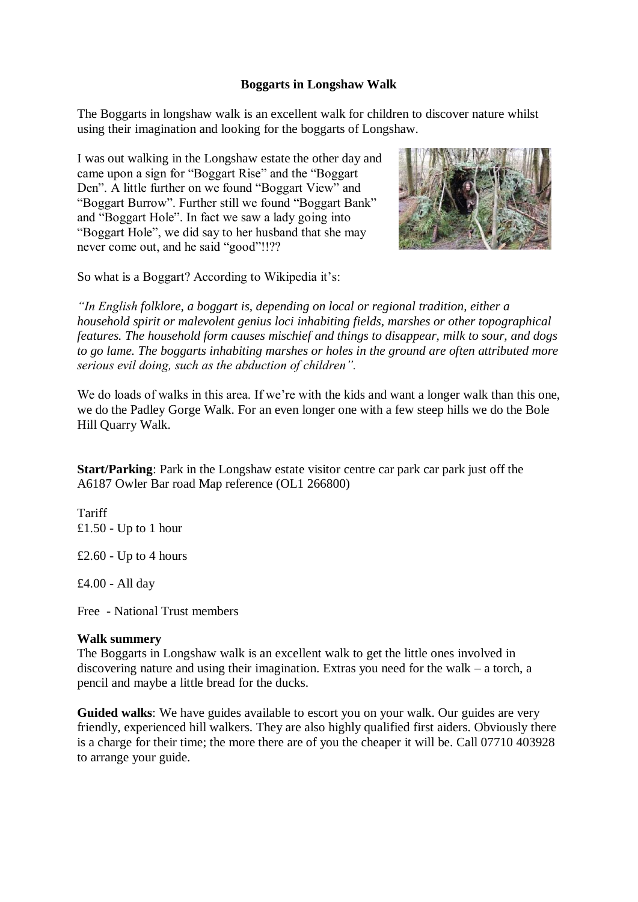# Boggarts in Longshaw Walk

The Boggarts in longshaw walk is an excellent walk for children to discover nature whilst using their imagination and looking for the boggarts of Longshaw.

I was out walking in the Longshaw estate the other day and came upon a sign for "Boggart Rise" and the "Boggart Den". A little further on we found "Boggart View" and "Boggart Burrow". Further still we found "Boggart Bank" and "Boggart Hole". In fact we saw a lady going into "Boggart Hole", we did say to her husband that she may never come out, and he said "good"!!??

So what is a Boggart? According to Wikipedia it's:

*"In English folklore, a boggart is, depending on local or regional tradition, either a household spirit or malevolent genius loci inhabiting fields, marshes or other topographical features. The household form causes mischief and things to disappear, milk to sour, and dogs to go lame. The boggarts inhabiting marshes or holes in the ground are often attributed more serious evil doing, such as the abduction of children".*

We do loads of walks in this area. If we're with the kids and want a longer walk than this one, we do the Padley Gorge Walk. For an even longer one with a few steep hills we do the Bole Hill Quarry Walk.

**Start/Parking**: Park in the Longshaw estate visitor centre car park car park just off the A6187 Owler Bar road Map reference (OL1 266800)

Tariff
£1.50 - Up to 1 hour

£2.60 - Up to 4 hours

£4.00 - All day

Free - National Trust members

**Walk summery**
The Boggarts in Longshaw walk is an excellent walk to get the little ones involved in discovering nature and using their imagination. Extras you need for the walk – a torch, a pencil and maybe a little bread for the ducks.

**Guided walks**: We have guides available to escort you on your walk. Our guides are very friendly, experienced hill walkers. They are also highly qualified first aiders. Obviously there is a charge for their time; the more there are of you the cheaper it will be. Call 07710 403928 to arrange your guide.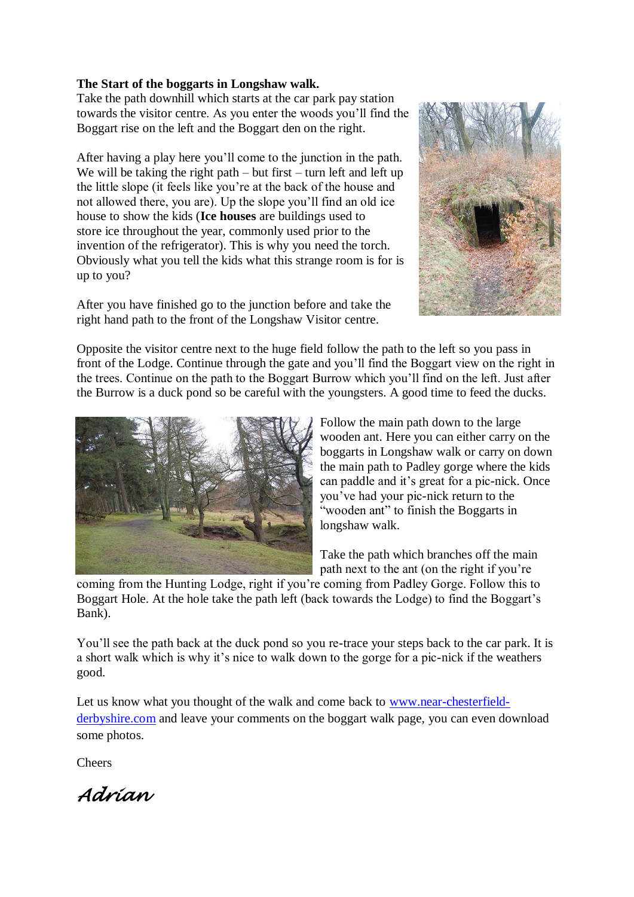**The Start of the boggarts in Longshaw walk.**

Take the path downhill which starts at the car park pay station towards the visitor centre. As you enter the woods you'll find the Boggart rise on the left and the Boggart den on the right.

After having a play here you'll come to the junction in the path. We will be taking the right path – but first – turn left and left up the little slope (it feels like you're at the back of the house and not allowed there, you are). Up the slope you'll find an old ice house to show the kids (**Ice houses** are buildings used to store ice throughout the year, commonly used prior to the invention of the refrigerator). This is why you need the torch. Obviously what you tell the kids what this strange room is for is up to you?

After you have finished go to the junction before and take the right hand path to the front of the Longshaw Visitor centre.

Opposite the visitor centre next to the huge field follow the path to the left so you pass in front of the Lodge. Continue through the gate and you'll find the Boggart view on the right in the trees. Continue on the path to the Boggart Burrow which you'll find on the left. Just after the Burrow is a duck pond so be careful with the youngsters. A good time to feed the ducks.

Follow the main path down to the large wooden ant. Here you can either carry on the boggarts in Longshaw walk or carry on down the main path to Padley gorge where the kids can paddle and it's great for a pic-nick. Once you've had your pic-nick return to the "wooden ant" to finish the Boggarts in longshaw walk.

Take the path which branches off the main path next to the ant (on the right if you're coming from the Hunting Lodge, right if you're coming from Padley Gorge. Follow this to Boggart Hole. At the hole take the path left (back towards the Lodge) to find the Boggart's Bank).

You'll see the path back at the duck pond so you re-trace your steps back to the car park. It is a short walk which is why it's nice to walk down to the gorge for a pic-nick if the weathers good.

Let us know what you thought of the walk and come back to [www.near-chesterfield-derbyshire.com](http://www.near-chesterfield-derbyshire.com) and leave your comments on the boggart walk page, you can even download some photos.

Cheers

*Adrian*